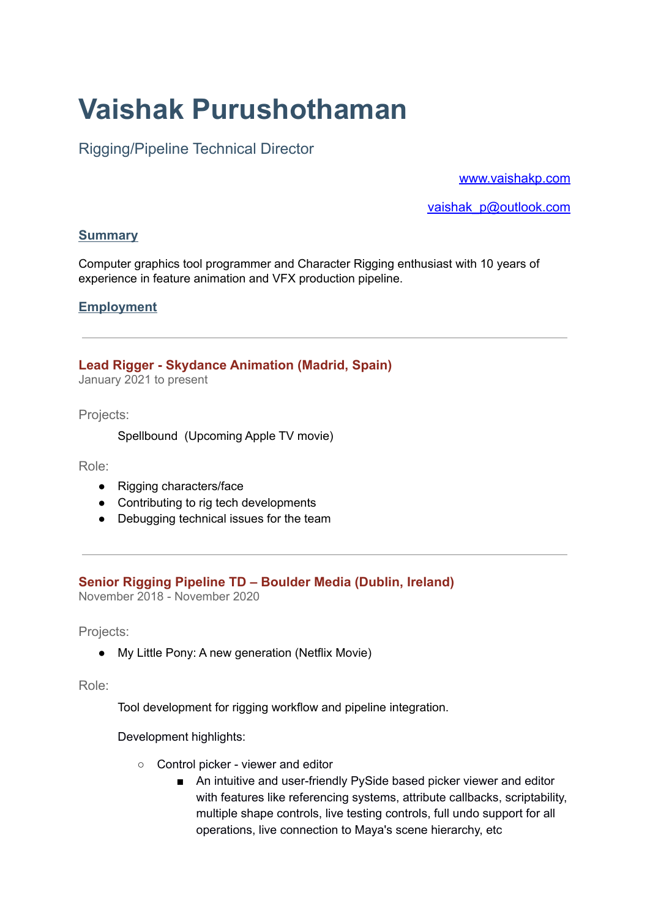# Vaishak Purushothaman

Rigging/Pipeline Technical Director

[www.vaishakp.com](http://www.vaishakp.com)

[vaishak_p@outlook.com](mailto:vaishak_p@outlook.com)

## Summary

Computer graphics tool programmer and Character Rigging enthusiast with 10 years of experience in feature animation and VFX production pipeline.

## Employment

---

### Lead Rigger - Skydance Animation (Madrid, Spain)

January 2021 to present

Projects:

Spellbound (Upcoming Apple TV movie)

Role:

- Rigging characters/face
- Contributing to rig tech developments
- Debugging technical issues for the team

---

### Senior Rigging Pipeline TD – Boulder Media (Dublin, Ireland)

November 2018 - November 2020

Projects:

- My Little Pony: A new generation (Netflix Movie)

Role:

Tool development for rigging workflow and pipeline integration.

Development highlights:

- Control picker - viewer and editor
  - An intuitive and user-friendly PySide based picker viewer and editor with features like referencing systems, attribute callbacks, scriptability, multiple shape controls, live testing controls, full undo support for all operations, live connection to Maya's scene hierarchy, etc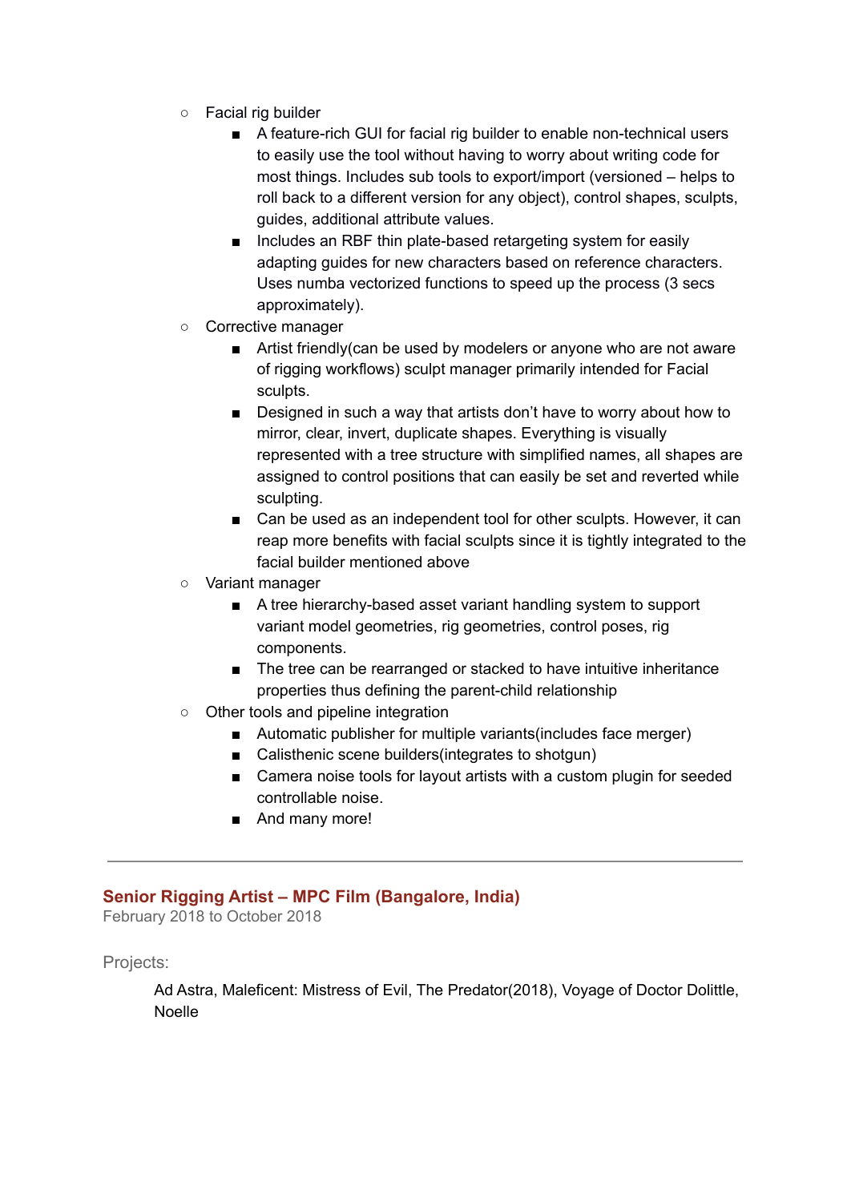- Facial rig builder
    - A feature-rich GUI for facial rig builder to enable non-technical users to easily use the tool without having to worry about writing code for most things. Includes sub tools to export/import (versioned – helps to roll back to a different version for any object), control shapes, sculpts, guides, additional attribute values.
    - Includes an RBF thin plate-based retargeting system for easily adapting guides for new characters based on reference characters. Uses numba vectorized functions to speed up the process (3 secs approximately).
- Corrective manager
    - Artist friendly(can be used by modelers or anyone who are not aware of rigging workflows) sculpt manager primarily intended for Facial sculpts.
    - Designed in such a way that artists don't have to worry about how to mirror, clear, invert, duplicate shapes. Everything is visually represented with a tree structure with simplified names, all shapes are assigned to control positions that can easily be set and reverted while sculpting.
    - Can be used as an independent tool for other sculpts. However, it can reap more benefits with facial sculpts since it is tightly integrated to the facial builder mentioned above
- Variant manager
    - A tree hierarchy-based asset variant handling system to support variant model geometries, rig geometries, control poses, rig components.
    - The tree can be rearranged or stacked to have intuitive inheritance properties thus defining the parent-child relationship
- Other tools and pipeline integration
    - Automatic publisher for multiple variants(includes face merger)
    - Calisthenic scene builders(integrates to shotgun)
    - Camera noise tools for layout artists with a custom plugin for seeded controllable noise.
    - And many more!

---

## Senior Rigging Artist – MPC Film (Bangalore, India)

February 2018 to October 2018

Projects:

Ad Astra, Maleficent: Mistress of Evil, The Predator(2018), Voyage of Doctor Dolittle, Noelle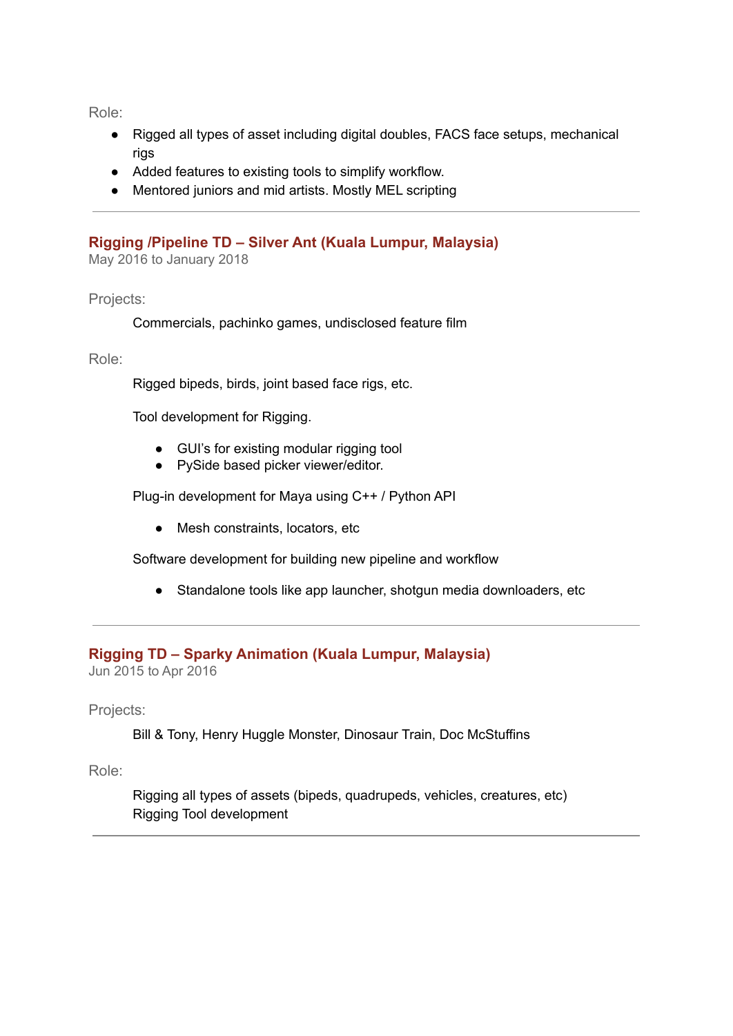Role:

- Rigged all types of asset including digital doubles, FACS face setups, mechanical rigs
- Added features to existing tools to simplify workflow.
- Mentored juniors and mid artists. Mostly MEL scripting

---

### Rigging /Pipeline TD – Silver Ant (Kuala Lumpur, Malaysia)

May 2016 to January 2018

Projects:

Commercials, pachinko games, undisclosed feature film

Role:

Rigged bipeds, birds, joint based face rigs, etc.

Tool development for Rigging.

- GUI's for existing modular rigging tool
- PySide based picker viewer/editor.

Plug-in development for Maya using C++ / Python API

- Mesh constraints, locators, etc

Software development for building new pipeline and workflow

- Standalone tools like app launcher, shotgun media downloaders, etc

---

### Rigging TD – Sparky Animation (Kuala Lumpur, Malaysia)

Jun 2015 to Apr 2016

Projects:

Bill & Tony, Henry Huggle Monster, Dinosaur Train, Doc McStuffins

Role:

Rigging all types of assets (bipeds, quadrupeds, vehicles, creatures, etc)
Rigging Tool development

---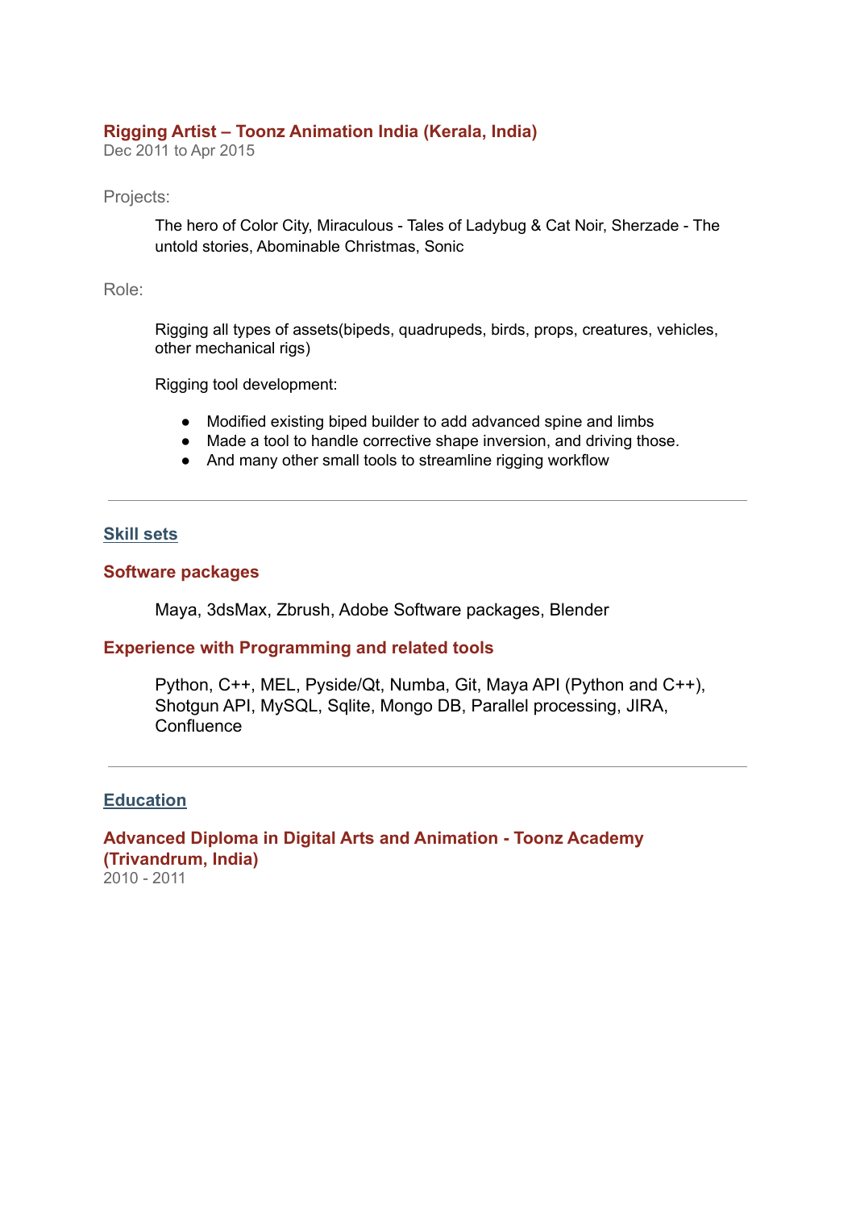### Rigging Artist – Toonz Animation India (Kerala, India)

Dec 2011 to Apr 2015

Projects:

The hero of Color City, Miraculous - Tales of Ladybug & Cat Noir, Sherzade - The untold stories, Abominable Christmas, Sonic

Role:

Rigging all types of assets(bipeds, quadrupeds, birds, props, creatures, vehicles, other mechanical rigs)

Rigging tool development:

- Modified existing biped builder to add advanced spine and limbs
- Made a tool to handle corrective shape inversion, and driving those.
- And many other small tools to streamline rigging workflow

---

## Skill sets

### Software packages

Maya, 3dsMax, Zbrush, Adobe Software packages, Blender

### Experience with Programming and related tools

Python, C++, MEL, Pyside/Qt, Numba, Git, Maya API (Python and C++), Shotgun API, MySQL, Sqlite, Mongo DB, Parallel processing, JIRA, Confluence

---

## Education

### Advanced Diploma in Digital Arts and Animation - Toonz Academy (Trivandrum, India)

2010 - 2011